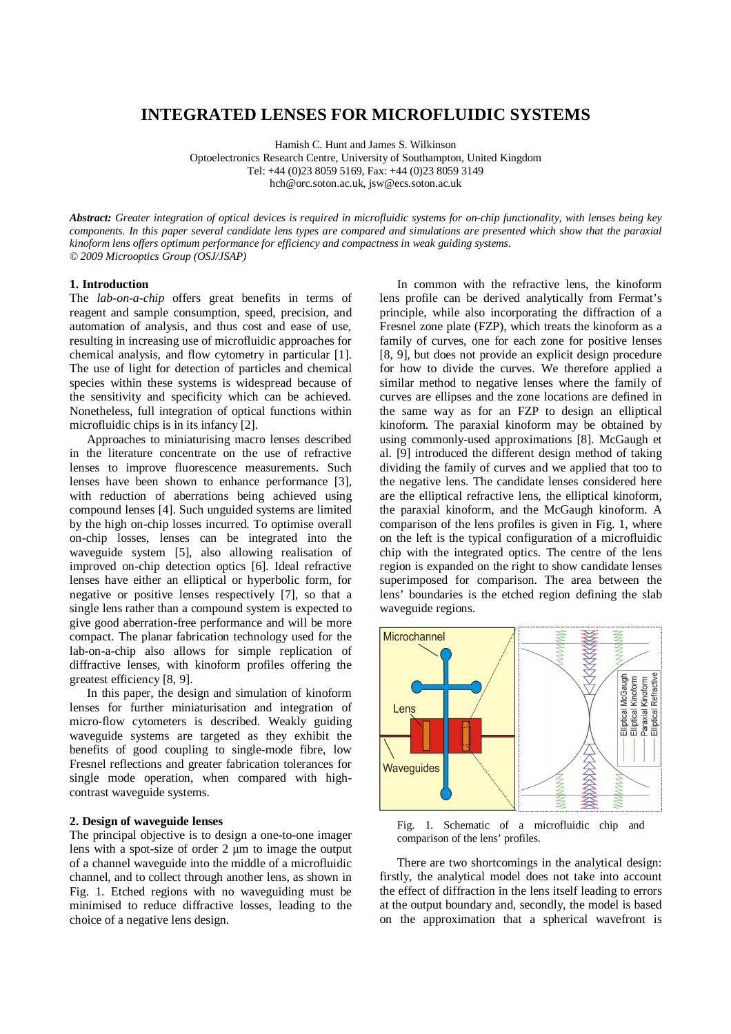# INTEGRATED LENSES FOR MICROFLUIDIC SYSTEMS

Hamish C. Hunt and James S. Wilkinson
Optoelectronics Research Centre, University of Southampton, United Kingdom
Tel: +44 (0)23 8059 5169, Fax: +44 (0)23 8059 3149
hch@orc.soton.ac.uk, jsw@ecs.soton.ac.uk

***Abstract:*** *Greater integration of optical devices is required in microfluidic systems for on-chip functionality, with lenses being key components. In this paper several candidate lens types are compared and simulations are presented which show that the paraxial kinoform lens offers optimum performance for efficiency and compactness in weak guiding systems.*
*© 2009 Microoptics Group (OSJ/JSAP)*

## 1. Introduction

The *lab-on-a-chip* offers great benefits in terms of reagent and sample consumption, speed, precision, and automation of analysis, and thus cost and ease of use, resulting in increasing use of microfluidic approaches for chemical analysis, and flow cytometry in particular [1]. The use of light for detection of particles and chemical species within these systems is widespread because of the sensitivity and specificity which can be achieved. Nonetheless, full integration of optical functions within microfluidic chips is in its infancy [2].

Approaches to miniaturising macro lenses described in the literature concentrate on the use of refractive lenses to improve fluorescence measurements. Such lenses have been shown to enhance performance [3], with reduction of aberrations being achieved using compound lenses [4]. Such unguided systems are limited by the high on-chip losses incurred. To optimise overall on-chip losses, lenses can be integrated into the waveguide system [5], also allowing realisation of improved on-chip detection optics [6]. Ideal refractive lenses have either an elliptical or hyperbolic form, for negative or positive lenses respectively [7], so that a single lens rather than a compound system is expected to give good aberration-free performance and will be more compact. The planar fabrication technology used for the lab-on-a-chip also allows for simple replication of diffractive lenses, with kinoform profiles offering the greatest efficiency [8, 9].

In this paper, the design and simulation of kinoform lenses for further miniaturisation and integration of micro-flow cytometers is described. Weakly guiding waveguide systems are targeted as they exhibit the benefits of good coupling to single-mode fibre, low Fresnel reflections and greater fabrication tolerances for single mode operation, when compared with high-contrast waveguide systems.

## 2. Design of waveguide lenses

The principal objective is to design a one-to-one imager lens with a spot-size of order 2 μm to image the output of a channel waveguide into the middle of a microfluidic channel, and to collect through another lens, as shown in Fig. 1. Etched regions with no waveguiding must be minimised to reduce diffractive losses, leading to the choice of a negative lens design.

In common with the refractive lens, the kinoform lens profile can be derived analytically from Fermat's principle, while also incorporating the diffraction of a Fresnel zone plate (FZP), which treats the kinoform as a family of curves, one for each zone for positive lenses [8, 9], but does not provide an explicit design procedure for how to divide the curves. We therefore applied a similar method to negative lenses where the family of curves are ellipses and the zone locations are defined in the same way as for an FZP to design an elliptical kinoform. The paraxial kinoform may be obtained by using commonly-used approximations [8]. McGaugh et al. [9] introduced the different design method of taking dividing the family of curves and we applied that too to the negative lens. The candidate lenses considered here are the elliptical refractive lens, the elliptical kinoform, the paraxial kinoform, and the McGaugh kinoform. A comparison of the lens profiles is given in Fig. 1, where on the left is the typical configuration of a microfluidic chip with the integrated optics. The centre of the lens region is expanded on the right to show candidate lenses superimposed for comparison. The area between the lens' boundaries is the etched region defining the slab waveguide regions.

Fig. 1. Schematic of a microfluidic chip and comparison of the lens' profiles.

There are two shortcomings in the analytical design: firstly, the analytical model does not take into account the effect of diffraction in the lens itself leading to errors at the output boundary and, secondly, the model is based on the approximation that a spherical wavefront is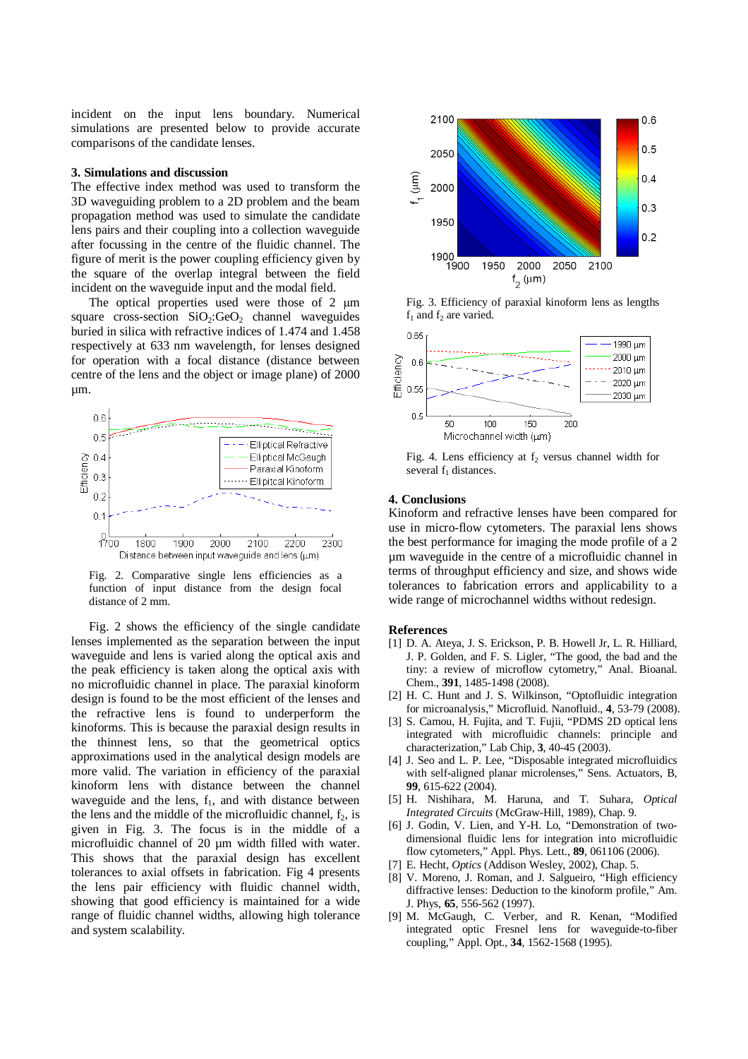incident on the input lens boundary. Numerical simulations are presented below to provide accurate comparisons of the candidate lenses.

### 3. Simulations and discussion

The effective index method was used to transform the 3D waveguiding problem to a 2D problem and the beam propagation method was used to simulate the candidate lens pairs and their coupling into a collection waveguide after focussing in the centre of the fluidic channel. The figure of merit is the power coupling efficiency given by the square of the overlap integral between the field incident on the waveguide input and the modal field.

The optical properties used were those of 2 µm square cross-section $SiO_2$:$GeO_2$ channel waveguides buried in silica with refractive indices of 1.474 and 1.458 respectively at 633 nm wavelength, for lenses designed for operation with a focal distance (distance between centre of the lens and the object or image plane) of 2000 µm.

0.6
0.5
0.4
0.3
0.2
0.1
0
Efficiency
1700 1800 1900 2000 2100 2200 2300
Distance between input waveguide and lens (µm)
Elliptical Refractive
Elliptical McGaugh
Paraxial Kinoform
Ellipital Kinoform

Fig. 2. Comparative single lens efficiencies as a function of input distance from the design focal distance of 2 mm.

Fig. 2 shows the efficiency of the single candidate lenses implemented as the separation between the input waveguide and lens is varied along the optical axis and the peak efficiency is taken along the optical axis with no microfluidic channel in place. The paraxial kinoform design is found to be the most efficient of the lenses and the refractive lens is found to underperform the kinoforms. This is because the paraxial design results in the thinnest lens, so that the geometrical optics approximations used in the analytical design models are more valid. The variation in efficiency of the paraxial kinoform lens with distance between the channel waveguide and the lens, $f_1$, and with distance between the lens and the middle of the microfluidic channel, $f_2$, is given in Fig. 3. The focus is in the middle of a microfluidic channel of 20 µm width filled with water. This shows that the paraxial design has excellent tolerances to axial offsets in fabrication. Fig 4 presents the lens pair efficiency with fluidic channel width, showing that good efficiency is maintained for a wide range of fluidic channel widths, allowing high tolerance and system scalability.

2100
2050
2000
1950
1900
$f_1$ (µm)
1900 1950 2000 2050 2100
$f_2$ (µm)
0.6
0.5
0.4
0.3
0.2

Fig. 3. Efficiency of paraxial kinoform lens as lengths $f_1$ and $f_2$ are varied.

0.65
0.6
0.55
0.5
Efficiency
50 100 150 200
Microchannel width (µm)
1990 µm
2000 µm
2010 µm
2020 µm
2030 µm

Fig. 4. Lens efficiency at $f_2$ versus channel width for several $f_1$ distances.

### 4. Conclusions

Kinoform and refractive lenses have been compared for use in micro-flow cytometers. The paraxial lens shows the best performance for imaging the mode profile of a 2 µm waveguide in the centre of a microfluidic channel in terms of throughput efficiency and size, and shows wide tolerances to fabrication errors and applicability to a wide range of microchannel widths without redesign.

### References

[1] D. A. Ateya, J. S. Erickson, P. B. Howell Jr, L. R. Hilliard, J. P. Golden, and F. S. Ligler, "The good, the bad and the tiny: a review of microflow cytometry," Anal. Bioanal. Chem., **391**, 1485-1498 (2008).

[2] H. C. Hunt and J. S. Wilkinson, "Optofluidic integration for microanalysis," Microfluid. Nanofluid., **4**, 53-79 (2008).

[3] S. Camou, H. Fujita, and T. Fujii, "PDMS 2D optical lens integrated with microfluidic channels: principle and characterization," Lab Chip, **3**, 40-45 (2003).

[4] J. Seo and L. P. Lee, "Disposable integrated microfluidics with self-aligned planar microlenses," Sens. Actuators, B, **99**, 615-622 (2004).

[5] H. Nishihara, M. Haruna, and T. Suhara, *Optical Integrated Circuits* (McGraw-Hill, 1989), Chap. 9.

[6] J. Godin, V. Lien, and Y-H. Lo, "Demonstration of two-dimensional fluidic lens for integration into microfluidic flow cytometers," Appl. Phys. Lett., **89**, 061106 (2006).

[7] E. Hecht, *Optics* (Addison Wesley, 2002), Chap. 5.

[8] V. Moreno, J. Roman, and J. Salgueiro, "High efficiency diffractive lenses: Deduction to the kinoform profile," Am. J. Phys, **65**, 556-562 (1997).

[9] M. McGaugh, C. Verber, and R. Kenan, "Modified integrated optic Fresnel lens for waveguide-to-fiber coupling," Appl. Opt., **34**, 1562-1568 (1995).